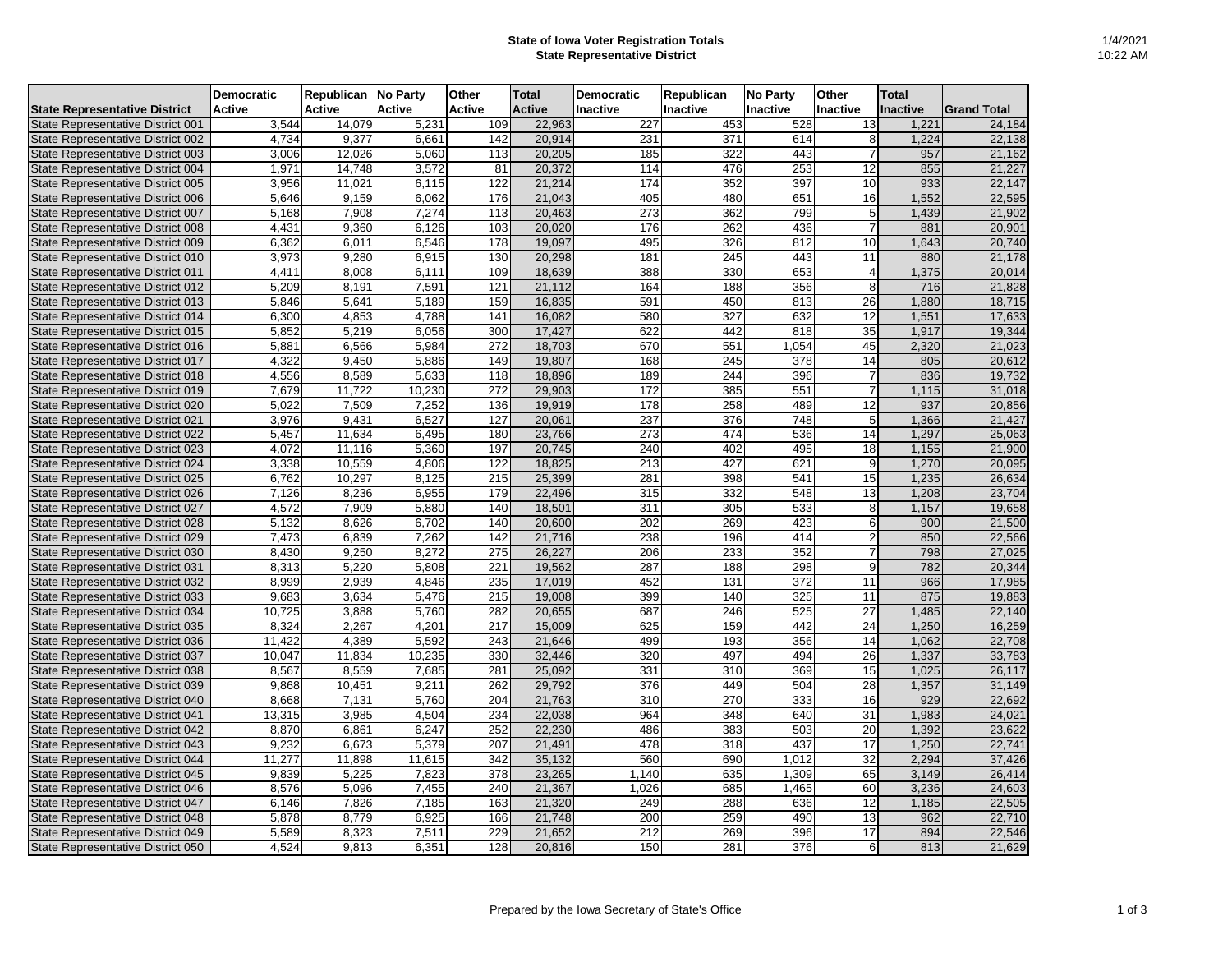# State of Iowa Voter Registration Totals
## State Representative District

1/4/2021
10:22 AM

| State Representative District | Democratic Active | Republican Active | No Party Active | Other Active | Total Active | Democratic Inactive | Republican Inactive | No Party Inactive | Other Inactive | Total Inactive | Grand Total |
|---|---|---|---|---|---|---|---|---|---|---|---|
| State Representative District 001 | 3,544 | 14,079 | 5,231 | 109 | 22,963 | 227 | 453 | 528 | 13 | 1,221 | 24,184 |
| State Representative District 002 | 4,734 | 9,377 | 6,661 | 142 | 20,914 | 231 | 371 | 614 | 8 | 1,224 | 22,138 |
| State Representative District 003 | 3,006 | 12,026 | 5,060 | 113 | 20,205 | 185 | 322 | 443 | 7 | 957 | 21,162 |
| State Representative District 004 | 1,971 | 14,748 | 3,572 | 81 | 20,372 | 114 | 476 | 253 | 12 | 855 | 21,227 |
| State Representative District 005 | 3,956 | 11,021 | 6,115 | 122 | 21,214 | 174 | 352 | 397 | 10 | 933 | 22,147 |
| State Representative District 006 | 5,646 | 9,159 | 6,062 | 176 | 21,043 | 405 | 480 | 651 | 16 | 1,552 | 22,595 |
| State Representative District 007 | 5,168 | 7,908 | 7,274 | 113 | 20,463 | 273 | 362 | 799 | 5 | 1,439 | 21,902 |
| State Representative District 008 | 4,431 | 9,360 | 6,126 | 103 | 20,020 | 176 | 262 | 436 | 7 | 881 | 20,901 |
| State Representative District 009 | 6,362 | 6,011 | 6,546 | 178 | 19,097 | 495 | 326 | 812 | 10 | 1,643 | 20,740 |
| State Representative District 010 | 3,973 | 9,280 | 6,915 | 130 | 20,298 | 181 | 245 | 443 | 11 | 880 | 21,178 |
| State Representative District 011 | 4,411 | 8,008 | 6,111 | 109 | 18,639 | 388 | 330 | 653 | 4 | 1,375 | 20,014 |
| State Representative District 012 | 5,209 | 8,191 | 7,591 | 121 | 21,112 | 164 | 188 | 356 | 8 | 716 | 21,828 |
| State Representative District 013 | 5,846 | 5,641 | 5,189 | 159 | 16,835 | 591 | 450 | 813 | 26 | 1,880 | 18,715 |
| State Representative District 014 | 6,300 | 4,853 | 4,788 | 141 | 16,082 | 580 | 327 | 632 | 12 | 1,551 | 17,633 |
| State Representative District 015 | 5,852 | 5,219 | 6,056 | 300 | 17,427 | 622 | 442 | 818 | 35 | 1,917 | 19,344 |
| State Representative District 016 | 5,881 | 6,566 | 5,984 | 272 | 18,703 | 670 | 551 | 1,054 | 45 | 2,320 | 21,023 |
| State Representative District 017 | 4,322 | 9,450 | 5,886 | 149 | 19,807 | 168 | 245 | 378 | 14 | 805 | 20,612 |
| State Representative District 018 | 4,556 | 8,589 | 5,633 | 118 | 18,896 | 189 | 244 | 396 | 7 | 836 | 19,732 |
| State Representative District 019 | 7,679 | 11,722 | 10,230 | 272 | 29,903 | 172 | 385 | 551 | 7 | 1,115 | 31,018 |
| State Representative District 020 | 5,022 | 7,509 | 7,252 | 136 | 19,919 | 178 | 258 | 489 | 12 | 937 | 20,856 |
| State Representative District 021 | 3,976 | 9,431 | 6,527 | 127 | 20,061 | 237 | 376 | 748 | 5 | 1,366 | 21,427 |
| State Representative District 022 | 5,457 | 11,634 | 6,495 | 180 | 23,766 | 273 | 474 | 536 | 14 | 1,297 | 25,063 |
| State Representative District 023 | 4,072 | 11,116 | 5,360 | 197 | 20,745 | 240 | 402 | 495 | 18 | 1,155 | 21,900 |
| State Representative District 024 | 3,338 | 10,559 | 4,806 | 122 | 18,825 | 213 | 427 | 621 | 9 | 1,270 | 20,095 |
| State Representative District 025 | 6,762 | 10,297 | 8,125 | 215 | 25,399 | 281 | 398 | 541 | 15 | 1,235 | 26,634 |
| State Representative District 026 | 7,126 | 8,236 | 6,955 | 179 | 22,496 | 315 | 332 | 548 | 13 | 1,208 | 23,704 |
| State Representative District 027 | 4,572 | 7,909 | 5,880 | 140 | 18,501 | 311 | 305 | 533 | 8 | 1,157 | 19,658 |
| State Representative District 028 | 5,132 | 8,626 | 6,702 | 140 | 20,600 | 202 | 269 | 423 | 6 | 900 | 21,500 |
| State Representative District 029 | 7,473 | 6,839 | 7,262 | 142 | 21,716 | 238 | 196 | 414 | 2 | 850 | 22,566 |
| State Representative District 030 | 8,430 | 9,250 | 8,272 | 275 | 26,227 | 206 | 233 | 352 | 7 | 798 | 27,025 |
| State Representative District 031 | 8,313 | 5,220 | 5,808 | 221 | 19,562 | 287 | 188 | 298 | 9 | 782 | 20,344 |
| State Representative District 032 | 8,999 | 2,939 | 4,846 | 235 | 17,019 | 452 | 131 | 372 | 11 | 966 | 17,985 |
| State Representative District 033 | 9,683 | 3,634 | 5,476 | 215 | 19,008 | 399 | 140 | 325 | 11 | 875 | 19,883 |
| State Representative District 034 | 10,725 | 3,888 | 5,760 | 282 | 20,655 | 687 | 246 | 525 | 27 | 1,485 | 22,140 |
| State Representative District 035 | 8,324 | 2,267 | 4,201 | 217 | 15,009 | 625 | 159 | 442 | 24 | 1,250 | 16,259 |
| State Representative District 036 | 11,422 | 4,389 | 5,592 | 243 | 21,646 | 499 | 193 | 356 | 14 | 1,062 | 22,708 |
| State Representative District 037 | 10,047 | 11,834 | 10,235 | 330 | 32,446 | 320 | 497 | 494 | 26 | 1,337 | 33,783 |
| State Representative District 038 | 8,567 | 8,559 | 7,685 | 281 | 25,092 | 331 | 310 | 369 | 15 | 1,025 | 26,117 |
| State Representative District 039 | 9,868 | 10,451 | 9,211 | 262 | 29,792 | 376 | 449 | 504 | 28 | 1,357 | 31,149 |
| State Representative District 040 | 8,668 | 7,131 | 5,760 | 204 | 21,763 | 310 | 270 | 333 | 16 | 929 | 22,692 |
| State Representative District 041 | 13,315 | 3,985 | 4,504 | 234 | 22,038 | 964 | 348 | 640 | 31 | 1,983 | 24,021 |
| State Representative District 042 | 8,870 | 6,861 | 6,247 | 252 | 22,230 | 486 | 383 | 503 | 20 | 1,392 | 23,622 |
| State Representative District 043 | 9,232 | 6,673 | 5,379 | 207 | 21,491 | 478 | 318 | 437 | 17 | 1,250 | 22,741 |
| State Representative District 044 | 11,277 | 11,898 | 11,615 | 342 | 35,132 | 560 | 690 | 1,012 | 32 | 2,294 | 37,426 |
| State Representative District 045 | 9,839 | 5,225 | 7,823 | 378 | 23,265 | 1,140 | 635 | 1,309 | 65 | 3,149 | 26,414 |
| State Representative District 046 | 8,576 | 5,096 | 7,455 | 240 | 21,367 | 1,026 | 685 | 1,465 | 60 | 3,236 | 24,603 |
| State Representative District 047 | 6,146 | 7,826 | 7,185 | 163 | 21,320 | 249 | 288 | 636 | 12 | 1,185 | 22,505 |
| State Representative District 048 | 5,878 | 8,779 | 6,925 | 166 | 21,748 | 200 | 259 | 490 | 13 | 962 | 22,710 |
| State Representative District 049 | 5,589 | 8,323 | 7,511 | 229 | 21,652 | 212 | 269 | 396 | 17 | 894 | 22,546 |
| State Representative District 050 | 4,524 | 9,813 | 6,351 | 128 | 20,816 | 150 | 281 | 376 | 6 | 813 | 21,629 |

Prepared by the Iowa Secretary of State's Office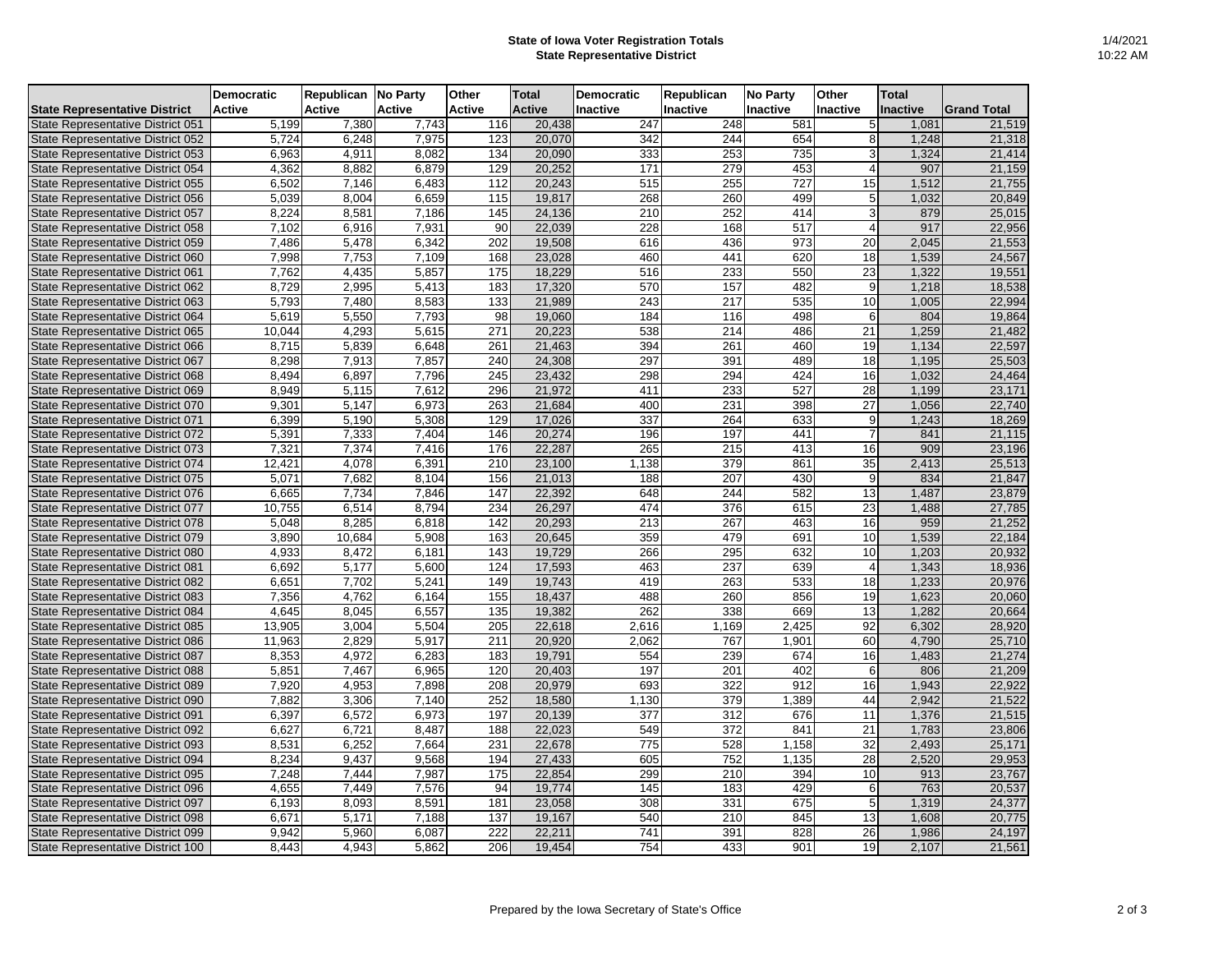**State of Iowa Voter Registration Totals**
**State Representative District**

1/4/2021
10:22 AM

| State Representative District | Democratic Active | Republican Active | No Party Active | Other Active | Total Active | Democratic Inactive | Republican Inactive | No Party Inactive | Other Inactive | Total Inactive | Grand Total |
|---|---|---|---|---|---|---|---|---|---|---|---|
| State Representative District 051 | 5,199 | 7,380 | 7,743 | 116 | 20,438 | 247 | 248 | 581 | 5 | 1,081 | 21,519 |
| State Representative District 052 | 5,724 | 6,248 | 7,975 | 123 | 20,070 | 342 | 244 | 654 | 8 | 1,248 | 21,318 |
| State Representative District 053 | 6,963 | 4,911 | 8,082 | 134 | 20,090 | 333 | 253 | 735 | 3 | 1,324 | 21,414 |
| State Representative District 054 | 4,362 | 8,882 | 6,879 | 129 | 20,252 | 171 | 279 | 453 | 4 | 907 | 21,159 |
| State Representative District 055 | 6,502 | 7,146 | 6,483 | 112 | 20,243 | 515 | 255 | 727 | 15 | 1,512 | 21,755 |
| State Representative District 056 | 5,039 | 8,004 | 6,659 | 115 | 19,817 | 268 | 260 | 499 | 5 | 1,032 | 20,849 |
| State Representative District 057 | 8,224 | 8,581 | 7,186 | 145 | 24,136 | 210 | 252 | 414 | 3 | 879 | 25,015 |
| State Representative District 058 | 7,102 | 6,916 | 7,931 | 90 | 22,039 | 228 | 168 | 517 | 4 | 917 | 22,956 |
| State Representative District 059 | 7,486 | 5,478 | 6,342 | 202 | 19,508 | 616 | 436 | 973 | 20 | 2,045 | 21,553 |
| State Representative District 060 | 7,998 | 7,753 | 7,109 | 168 | 23,028 | 460 | 441 | 620 | 18 | 1,539 | 24,567 |
| State Representative District 061 | 7,762 | 4,435 | 5,857 | 175 | 18,229 | 516 | 233 | 550 | 23 | 1,322 | 19,551 |
| State Representative District 062 | 8,729 | 2,995 | 5,413 | 183 | 17,320 | 570 | 157 | 482 | 9 | 1,218 | 18,538 |
| State Representative District 063 | 5,793 | 7,480 | 8,583 | 133 | 21,989 | 243 | 217 | 535 | 10 | 1,005 | 22,994 |
| State Representative District 064 | 5,619 | 5,550 | 7,793 | 98 | 19,060 | 184 | 116 | 498 | 6 | 804 | 19,864 |
| State Representative District 065 | 10,044 | 4,293 | 5,615 | 271 | 20,223 | 538 | 214 | 486 | 21 | 1,259 | 21,482 |
| State Representative District 066 | 8,715 | 5,839 | 6,648 | 261 | 21,463 | 394 | 261 | 460 | 19 | 1,134 | 22,597 |
| State Representative District 067 | 8,298 | 7,913 | 7,857 | 240 | 24,308 | 297 | 391 | 489 | 18 | 1,195 | 25,503 |
| State Representative District 068 | 8,494 | 6,897 | 7,796 | 245 | 23,432 | 298 | 294 | 424 | 16 | 1,032 | 24,464 |
| State Representative District 069 | 8,949 | 5,115 | 7,612 | 296 | 21,972 | 411 | 233 | 527 | 28 | 1,199 | 23,171 |
| State Representative District 070 | 9,301 | 5,147 | 6,973 | 263 | 21,684 | 400 | 231 | 398 | 27 | 1,056 | 22,740 |
| State Representative District 071 | 6,399 | 5,190 | 5,308 | 129 | 17,026 | 337 | 264 | 633 | 9 | 1,243 | 18,269 |
| State Representative District 072 | 5,391 | 7,333 | 7,404 | 146 | 20,274 | 196 | 197 | 441 | 7 | 841 | 21,115 |
| State Representative District 073 | 7,321 | 7,374 | 7,416 | 176 | 22,287 | 265 | 215 | 413 | 16 | 909 | 23,196 |
| State Representative District 074 | 12,421 | 4,078 | 6,391 | 210 | 23,100 | 1,138 | 379 | 861 | 35 | 2,413 | 25,513 |
| State Representative District 075 | 5,071 | 7,682 | 8,104 | 156 | 21,013 | 188 | 207 | 430 | 9 | 834 | 21,847 |
| State Representative District 076 | 6,665 | 7,734 | 7,846 | 147 | 22,392 | 648 | 244 | 582 | 13 | 1,487 | 23,879 |
| State Representative District 077 | 10,755 | 6,514 | 8,794 | 234 | 26,297 | 474 | 376 | 615 | 23 | 1,488 | 27,785 |
| State Representative District 078 | 5,048 | 8,285 | 6,818 | 142 | 20,293 | 213 | 267 | 463 | 16 | 959 | 21,252 |
| State Representative District 079 | 3,890 | 10,684 | 5,908 | 163 | 20,645 | 359 | 479 | 691 | 10 | 1,539 | 22,184 |
| State Representative District 080 | 4,933 | 8,472 | 6,181 | 143 | 19,729 | 266 | 295 | 632 | 10 | 1,203 | 20,932 |
| State Representative District 081 | 6,692 | 5,177 | 5,600 | 124 | 17,593 | 463 | 237 | 639 | 4 | 1,343 | 18,936 |
| State Representative District 082 | 6,651 | 7,702 | 5,241 | 149 | 19,743 | 419 | 263 | 533 | 18 | 1,233 | 20,976 |
| State Representative District 083 | 7,356 | 4,762 | 6,164 | 155 | 18,437 | 488 | 260 | 856 | 19 | 1,623 | 20,060 |
| State Representative District 084 | 4,645 | 8,045 | 6,557 | 135 | 19,382 | 262 | 338 | 669 | 13 | 1,282 | 20,664 |
| State Representative District 085 | 13,905 | 3,004 | 5,504 | 205 | 22,618 | 2,616 | 1,169 | 2,425 | 92 | 6,302 | 28,920 |
| State Representative District 086 | 11,963 | 2,829 | 5,917 | 211 | 20,920 | 2,062 | 767 | 1,901 | 60 | 4,790 | 25,710 |
| State Representative District 087 | 8,353 | 4,972 | 6,283 | 183 | 19,791 | 554 | 239 | 674 | 16 | 1,483 | 21,274 |
| State Representative District 088 | 5,851 | 7,467 | 6,965 | 120 | 20,403 | 197 | 201 | 402 | 6 | 806 | 21,209 |
| State Representative District 089 | 7,920 | 4,953 | 7,898 | 208 | 20,979 | 693 | 322 | 912 | 16 | 1,943 | 22,922 |
| State Representative District 090 | 7,882 | 3,306 | 7,140 | 252 | 18,580 | 1,130 | 379 | 1,389 | 44 | 2,942 | 21,522 |
| State Representative District 091 | 6,397 | 6,572 | 6,973 | 197 | 20,139 | 377 | 312 | 676 | 11 | 1,376 | 21,515 |
| State Representative District 092 | 6,627 | 6,721 | 8,487 | 188 | 22,023 | 549 | 372 | 841 | 21 | 1,783 | 23,806 |
| State Representative District 093 | 8,531 | 6,252 | 7,664 | 231 | 22,678 | 775 | 528 | 1,158 | 32 | 2,493 | 25,171 |
| State Representative District 094 | 8,234 | 9,437 | 9,568 | 194 | 27,433 | 605 | 752 | 1,135 | 28 | 2,520 | 29,953 |
| State Representative District 095 | 7,248 | 7,444 | 7,987 | 175 | 22,854 | 299 | 210 | 394 | 10 | 913 | 23,767 |
| State Representative District 096 | 4,655 | 7,449 | 7,576 | 94 | 19,774 | 145 | 183 | 429 | 6 | 763 | 20,537 |
| State Representative District 097 | 6,193 | 8,093 | 8,591 | 181 | 23,058 | 308 | 331 | 675 | 5 | 1,319 | 24,377 |
| State Representative District 098 | 6,671 | 5,171 | 7,188 | 137 | 19,167 | 540 | 210 | 845 | 13 | 1,608 | 20,775 |
| State Representative District 099 | 9,942 | 5,960 | 6,087 | 222 | 22,211 | 741 | 391 | 828 | 26 | 1,986 | 24,197 |
| State Representative District 100 | 8,443 | 4,943 | 5,862 | 206 | 19,454 | 754 | 433 | 901 | 19 | 2,107 | 21,561 |

Prepared by the Iowa Secretary of State's Office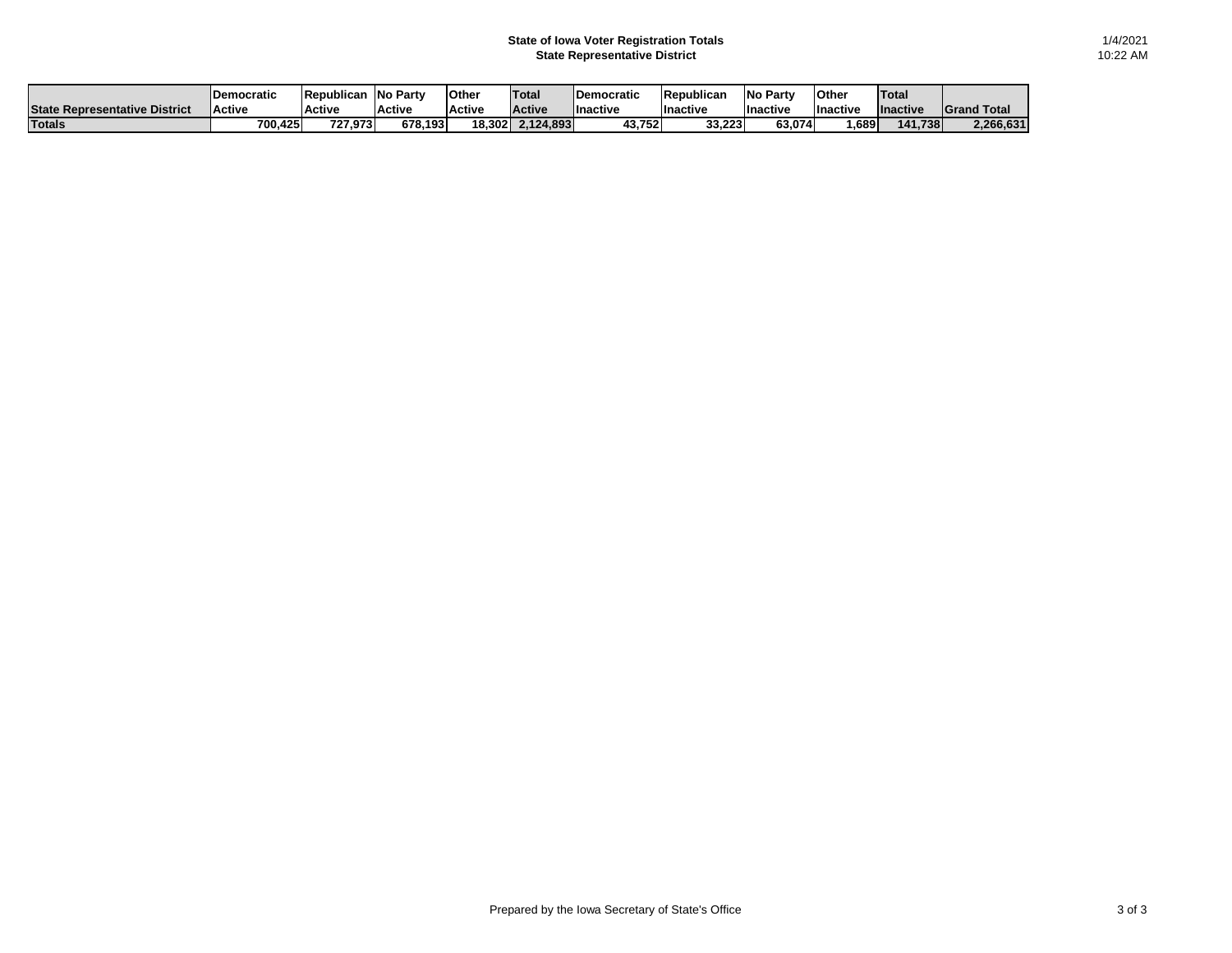**State of Iowa Voter Registration Totals**
**State Representative District**

1/4/2021
10:22 AM

| State Representative District | Democratic Active | Republican Active | No Party Active | Other Active | Total Active | Democratic Inactive | Republican Inactive | No Party Inactive | Other Inactive | Total Inactive | Grand Total |
|---|---|---|---|---|---|---|---|---|---|---|---|
| Totals | 700,425 | 727,973 | 678,193 | 18,302 | 2,124,893 | 43,752 | 33,223 | 63,074 | 1,689 | 141,738 | 2,266,631 |

Prepared by the Iowa Secretary of State's Office